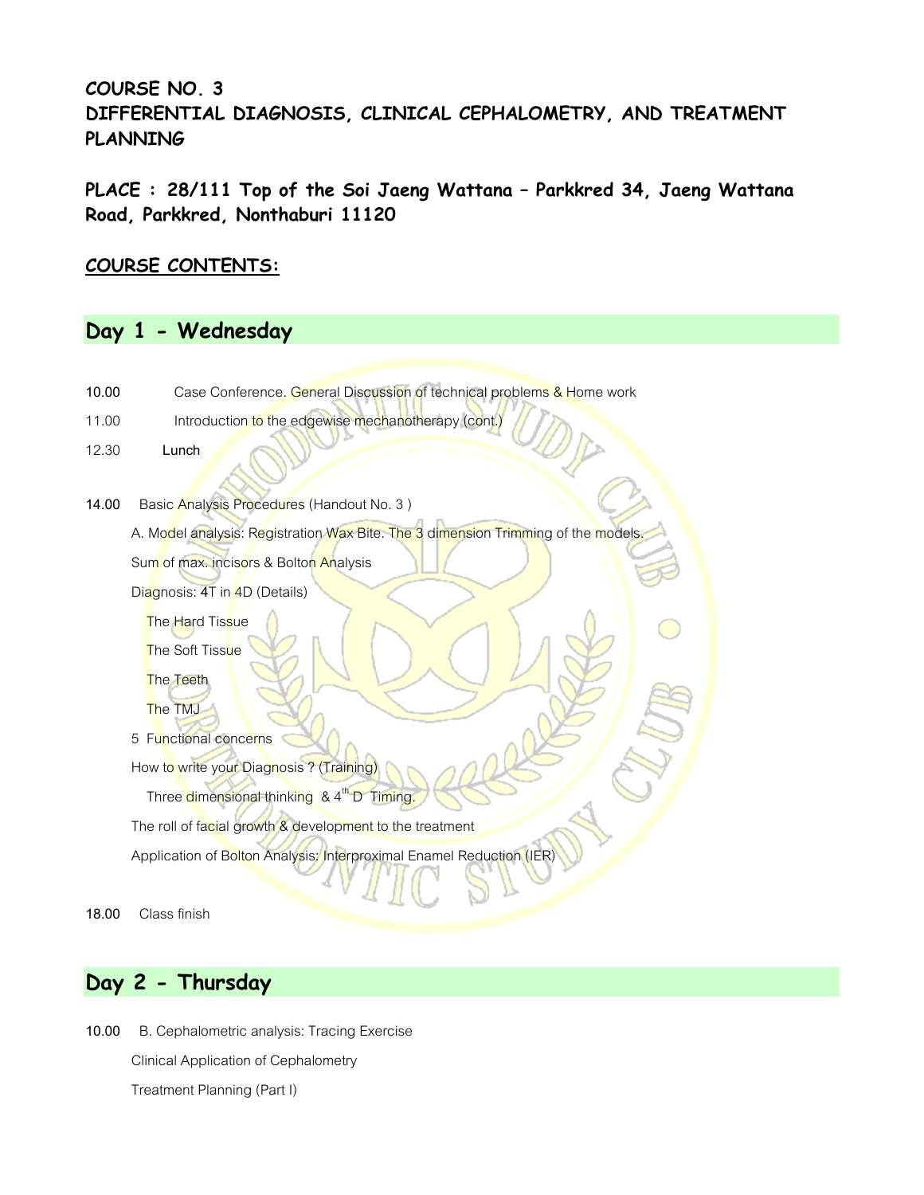**COURSE NO. 3**
**DIFFERENTIAL DIAGNOSIS, CLINICAL CEPHALOMETRY, AND TREATMENT PLANNING**

**PLACE : 28/111 Top of the Soi Jaeng Wattana – Parkkred 34, Jaeng Wattana Road, Parkkred, Nonthaburi 11120**

**COURSE CONTENTS:**

## Day 1 - Wednesday

10.00 Case Conference. General Discussion of technical problems & Home work

11.00 Introduction to the edgewise mechanotherapy (cont.)

12.30 Lunch

14.00 Basic Analysis Procedures (Handout No. 3 )

A. Model analysis: Registration Wax Bite. The 3 dimension Trimming of the models.

Sum of max. incisors & Bolton Analysis

Diagnosis: 4T in 4D (Details)

The Hard Tissue

The Soft Tissue

The Teeth

The TMJ

5 Functional concerns

How to write your Diagnosis ? (Training)

Three dimensional thinking & 4th D Timing.

The roll of facial growth & development to the treatment

Application of Bolton Analysis: Interproximal Enamel Reduction (IER)

18.00 Class finish

## Day 2 - Thursday

10.00 B. Cephalometric analysis: Tracing Exercise

Clinical Application of Cephalometry

Treatment Planning (Part I)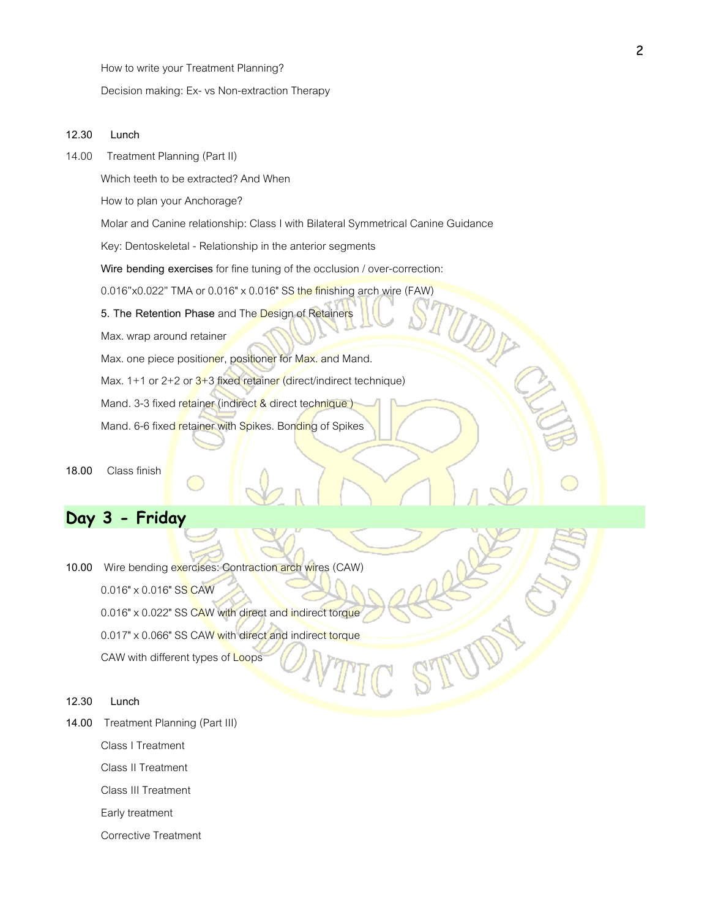How to write your Treatment Planning?

Decision making: Ex- vs Non-extraction Therapy

**12.30 Lunch**

14.00 Treatment Planning (Part II)

Which teeth to be extracted? And When

How to plan your Anchorage?

Molar and Canine relationship: Class I with Bilateral Symmetrical Canine Guidance

Key: Dentoskeletal - Relationship in the anterior segments

**Wire bending exercises** for fine tuning of the occlusion / over-correction:

0.016"x0.022" TMA or 0.016" x 0.016" SS the finishing arch wire (FAW)

**5. The Retention Phase** and The Design of Retainers

Max. wrap around retainer

Max. one piece positioner, positioner for Max. and Mand.

Max. 1+1 or 2+2 or 3+3 fixed retainer (direct/indirect technique)

Mand. 3-3 fixed retainer (indirect & direct technique )

Mand. 6-6 fixed retainer with Spikes. Bonding of Spikes

**18.00** Class finish

## Day 3 - Friday

**10.00** Wire bending exercises: Contraction arch wires (CAW)

0.016" x 0.016" SS CAW

0.016" x 0.022" SS CAW with direct and indirect torque

0.017" x 0.066" SS CAW with direct and indirect torque

CAW with different types of Loops

**12.30 Lunch**

**14.00** Treatment Planning (Part III)

Class I Treatment

Class II Treatment

Class III Treatment

Early treatment

Corrective Treatment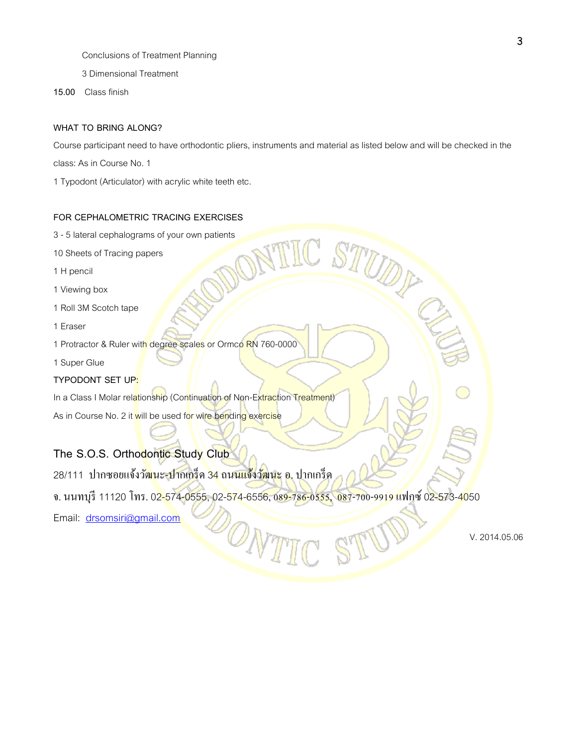Conclusions of Treatment Planning

3 Dimensional Treatment

**15.00** Class finish

**WHAT TO BRING ALONG?**

Course participant need to have orthodontic pliers, instruments and material as listed below and will be checked in the class: As in Course No. 1

1 Typodont (Articulator) with acrylic white teeth etc.

**FOR CEPHALOMETRIC TRACING EXERCISES**

3 - 5 lateral cephalograms of your own patients

10 Sheets of Tracing papers

1 H pencil

1 Viewing box

1 Roll 3M Scotch tape

1 Eraser

1 Protractor & Ruler with degree scales or Ormco RN 760-0000

1 Super Glue

**TYPODONT SET UP:**

In a Class I Molar relationship (Continuation of Non-Extraction Treatment)

As in Course No. 2 it will be used for wire bending exercise

## The S.O.S. Orthodontic Study Club

28/111 ปากซอยแจ้งวัฒนะ-ปากเกร็ด 34 ถนนแจ้งวัฒนะ อ. ปากเกร็ด

จ. นนทบุรี 11120 โทร. 02-574-0555, 02-574-6556, 089-786-0555, 087-700-9919 แฟกซ์ 02-573-4050

Email: drsomsiri@gmail.com

V. 2014.05.06